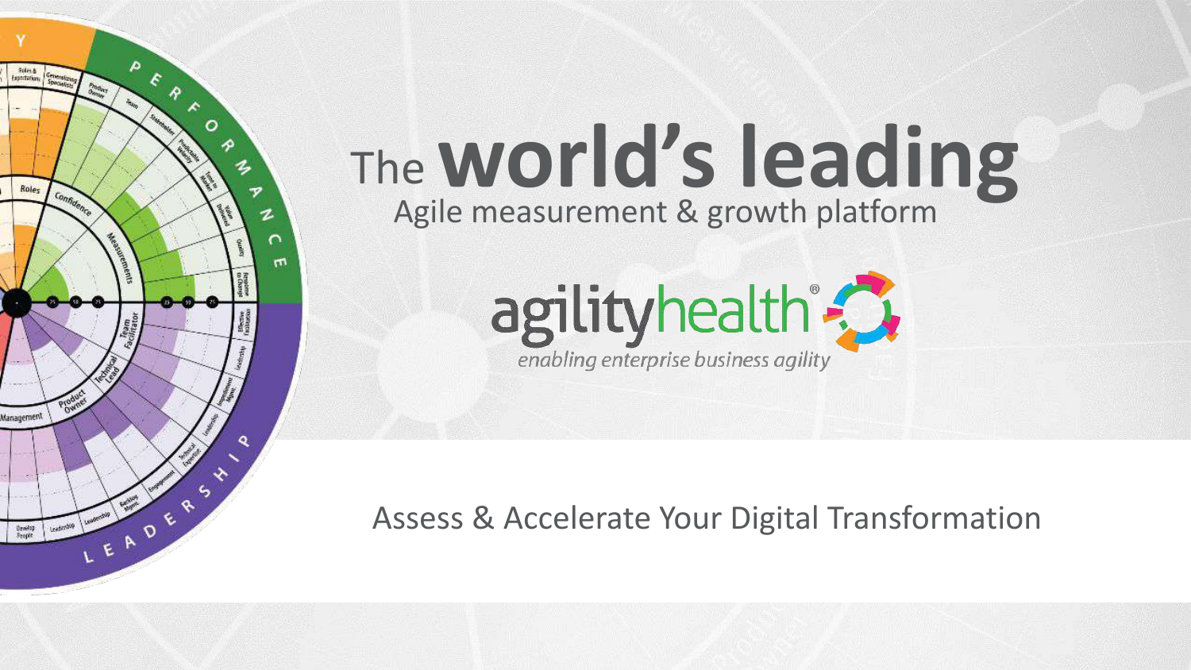# The world's leading

## Agile measurement & growth platform

agilityhealth®

*enabling enterprise business agility*

Assess & Accelerate Your Digital Transformation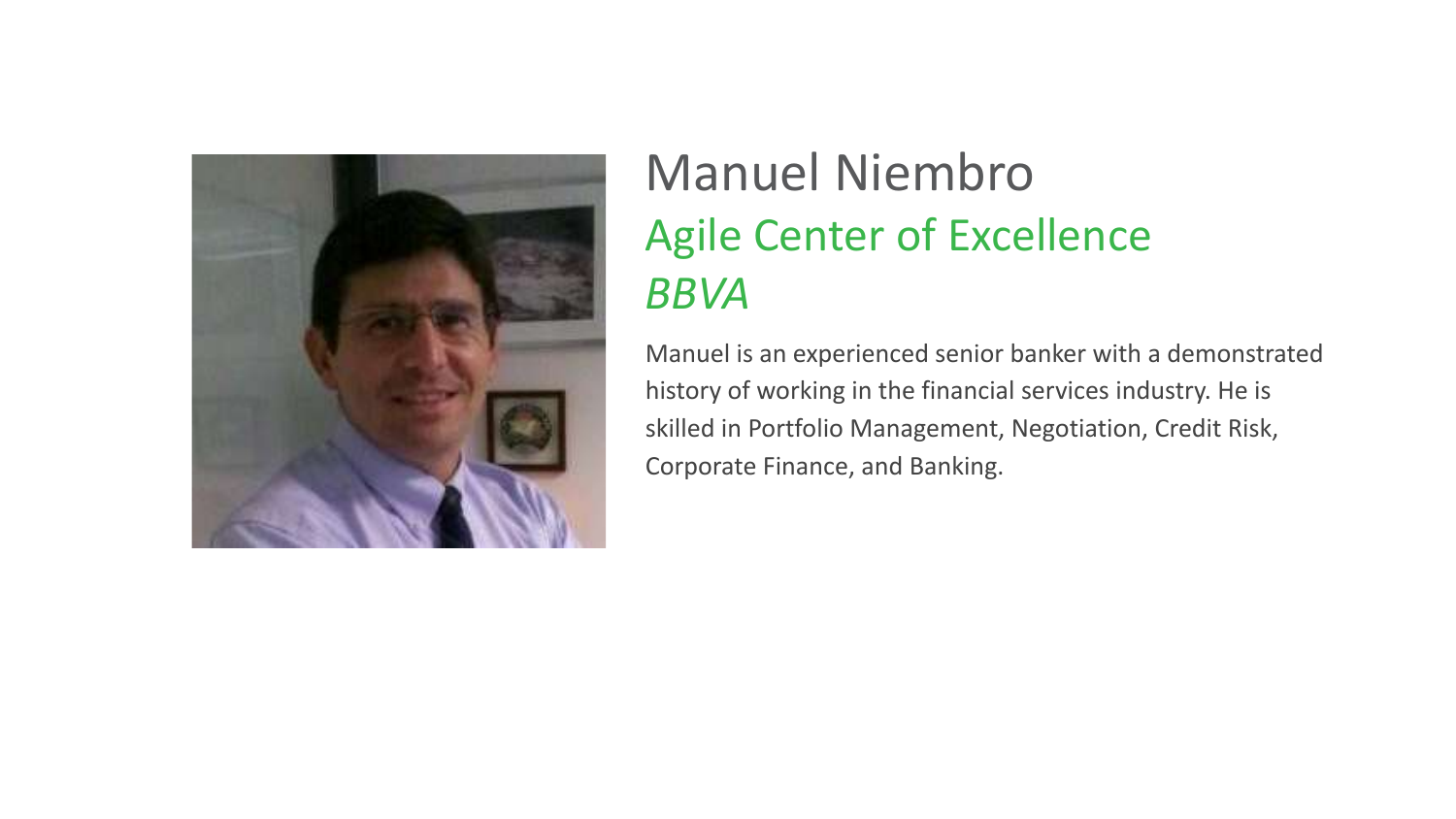# Manuel Niembro

## Agile Center of Excellence

## *BBVA*

Manuel is an experienced senior banker with a demonstrated history of working in the financial services industry. He is skilled in Portfolio Management, Negotiation, Credit Risk, Corporate Finance, and Banking.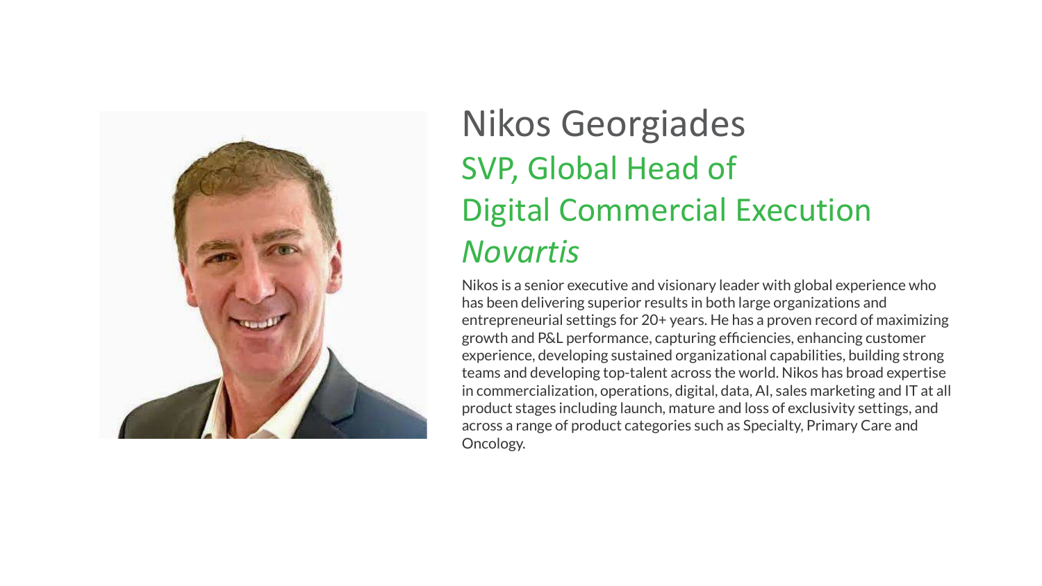# Nikos Georgiades

## SVP, Global Head of Digital Commercial Execution

## *Novartis*

Nikos is a senior executive and visionary leader with global experience who has been delivering superior results in both large organizations and entrepreneurial settings for 20+ years. He has a proven record of maximizing growth and P&L performance, capturing efficiencies, enhancing customer experience, developing sustained organizational capabilities, building strong teams and developing top-talent across the world. Nikos has broad expertise in commercialization, operations, digital, data, AI, sales marketing and IT at all product stages including launch, mature and loss of exclusivity settings, and across a range of product categories such as Specialty, Primary Care and Oncology.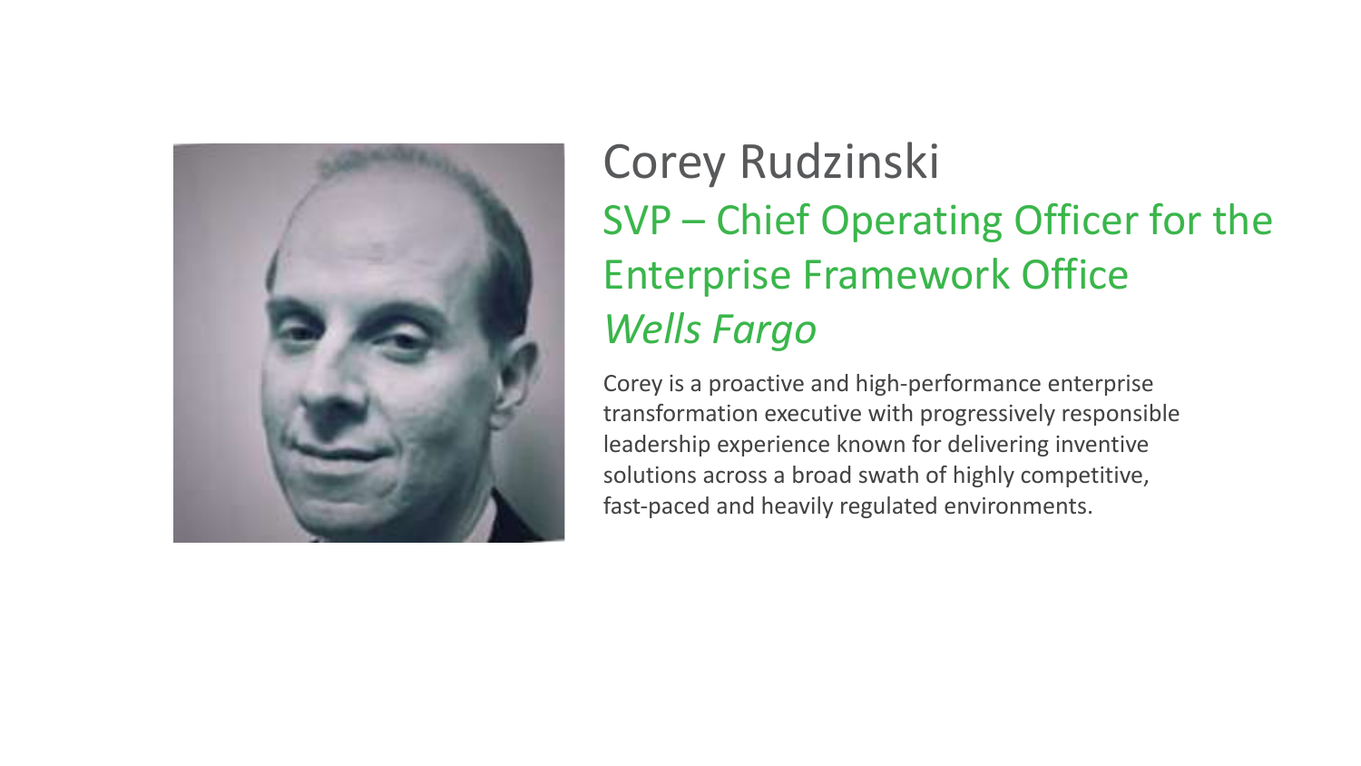# Corey Rudzinski

## SVP – Chief Operating Officer for the Enterprise Framework Office

## *Wells Fargo*

Corey is a proactive and high-performance enterprise transformation executive with progressively responsible leadership experience known for delivering inventive solutions across a broad swath of highly competitive, fast-paced and heavily regulated environments.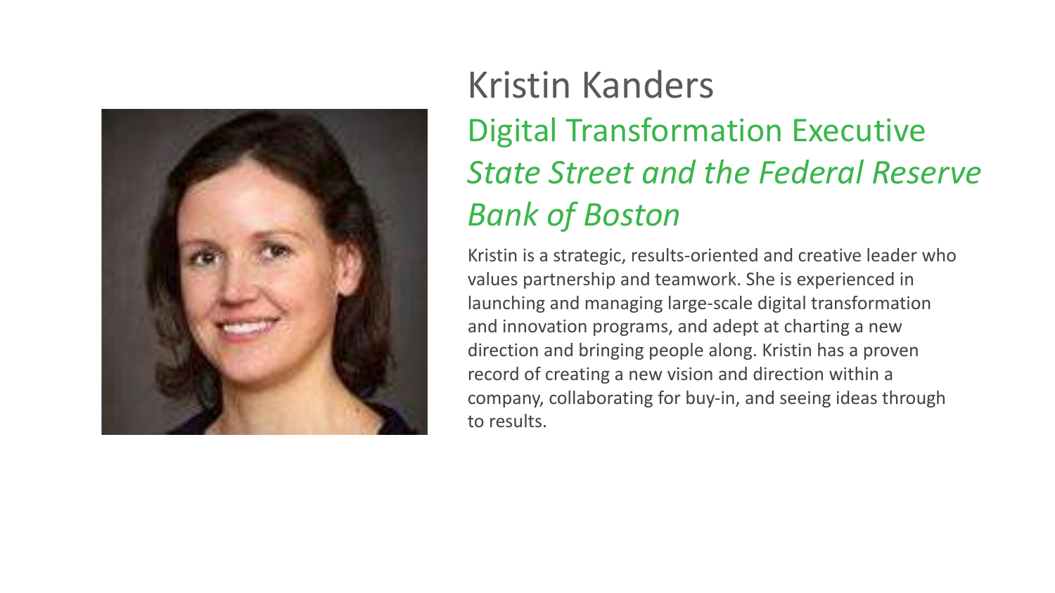# Kristin Kanders

## Digital Transformation Executive

### *State Street and the Federal Reserve Bank of Boston*

Kristin is a strategic, results-oriented and creative leader who values partnership and teamwork. She is experienced in launching and managing large-scale digital transformation and innovation programs, and adept at charting a new direction and bringing people along. Kristin has a proven record of creating a new vision and direction within a company, collaborating for buy-in, and seeing ideas through to results.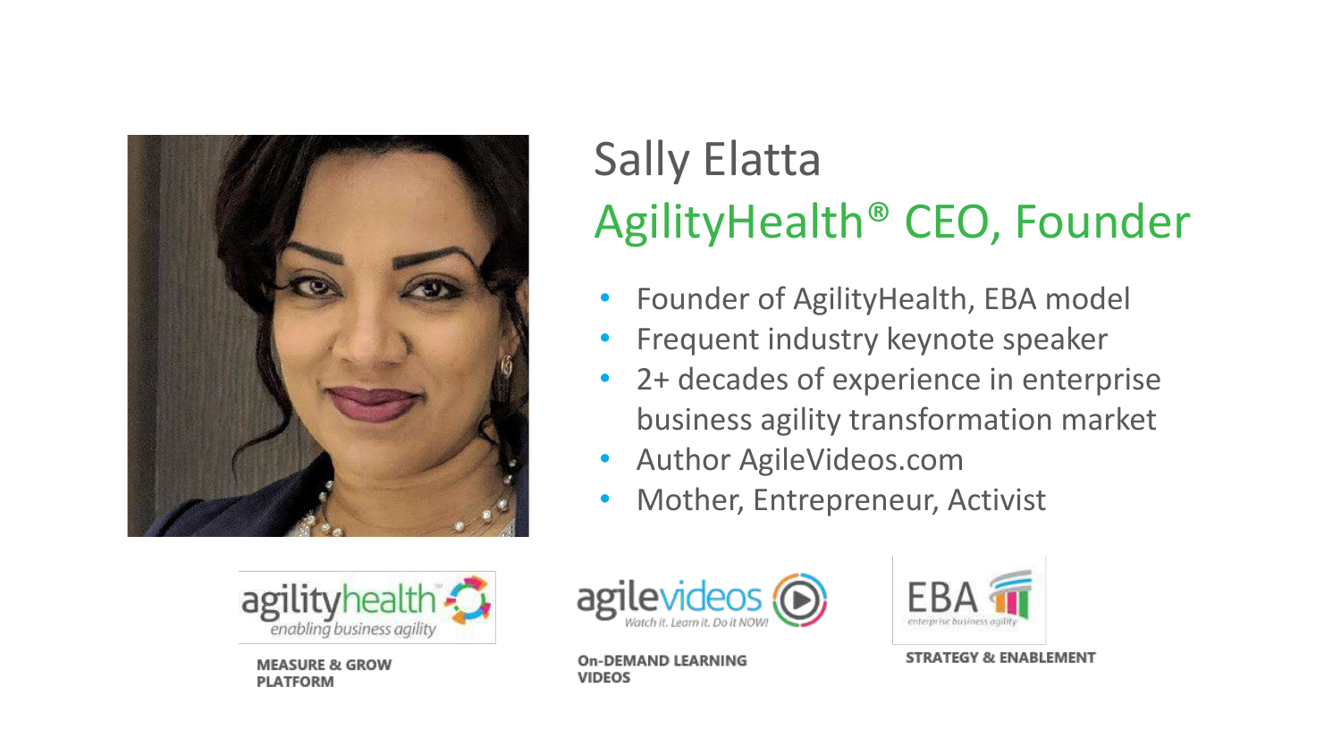# Sally Elatta

## AgilityHealth® CEO, Founder

- Founder of AgilityHealth, EBA model
- Frequent industry keynote speaker
- 2+ decades of experience in enterprise business agility transformation market
- Author AgileVideos.com
- Mother, Entrepreneur, Activist

agilityhealth — *enabling business agility*

**MEASURE & GROW PLATFORM**

agilevideos — *Watch it. Learn it. Do it NOW!*

**On-DEMAND LEARNING VIDEOS**

EBA — *enterprise business agility*

**STRATEGY & ENABLEMENT**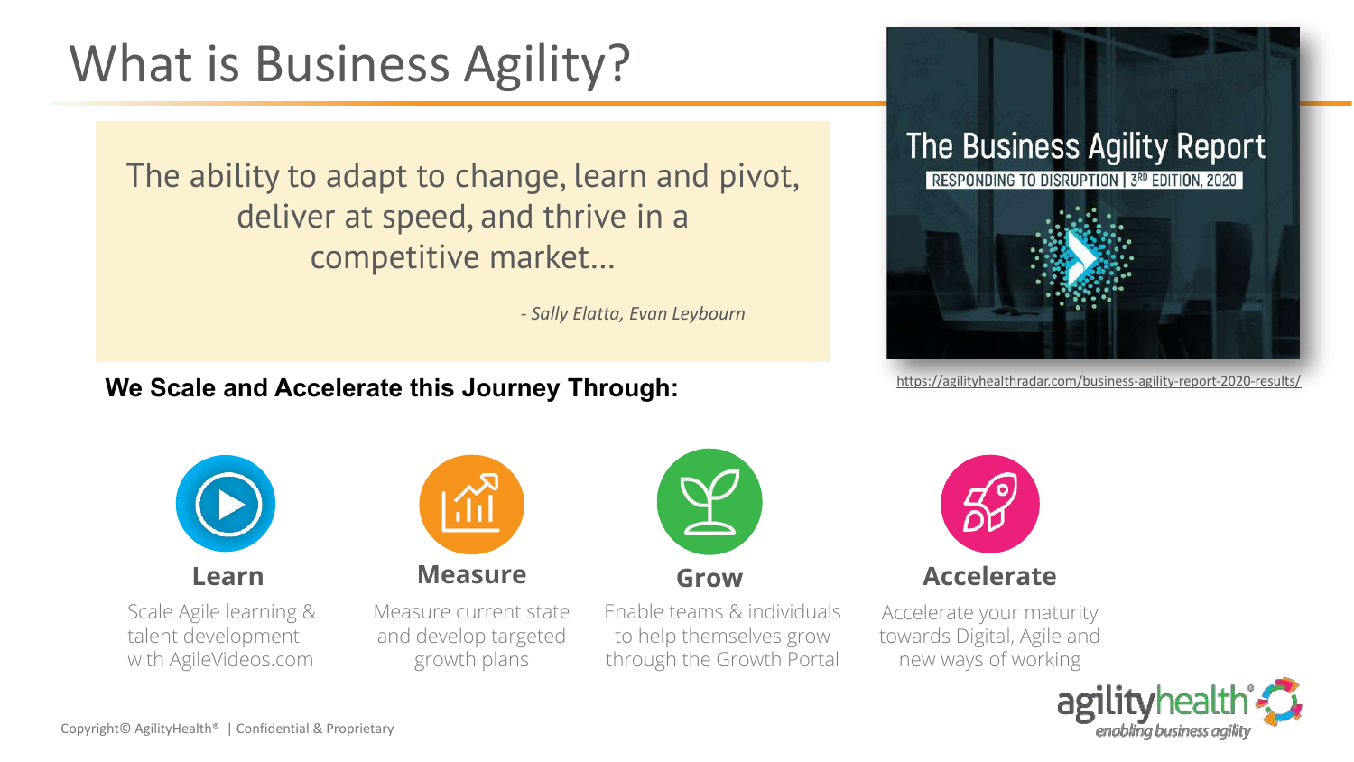# What is Business Agility?

> The ability to adapt to change, learn and pivot, deliver at speed, and thrive in a competitive market...
>
> *- Sally Elatta, Evan Leybourn*

**The Business Agility Report**

RESPONDING TO DISRUPTION | 3RD EDITION, 2020

https://agilityhealthradar.com/business-agility-report-2020-results/

**We Scale and Accelerate this Journey Through:**

### Learn

Scale Agile learning & talent development with AgileVideos.com

### Measure

Measure current state and develop targeted growth plans

### Grow

Enable teams & individuals to help themselves grow through the Growth Portal

### Accelerate

Accelerate your maturity towards Digital, Agile and new ways of working

agilityhealth® *enabling business agility*

Copyright© AgilityHealth® | Confidential & Proprietary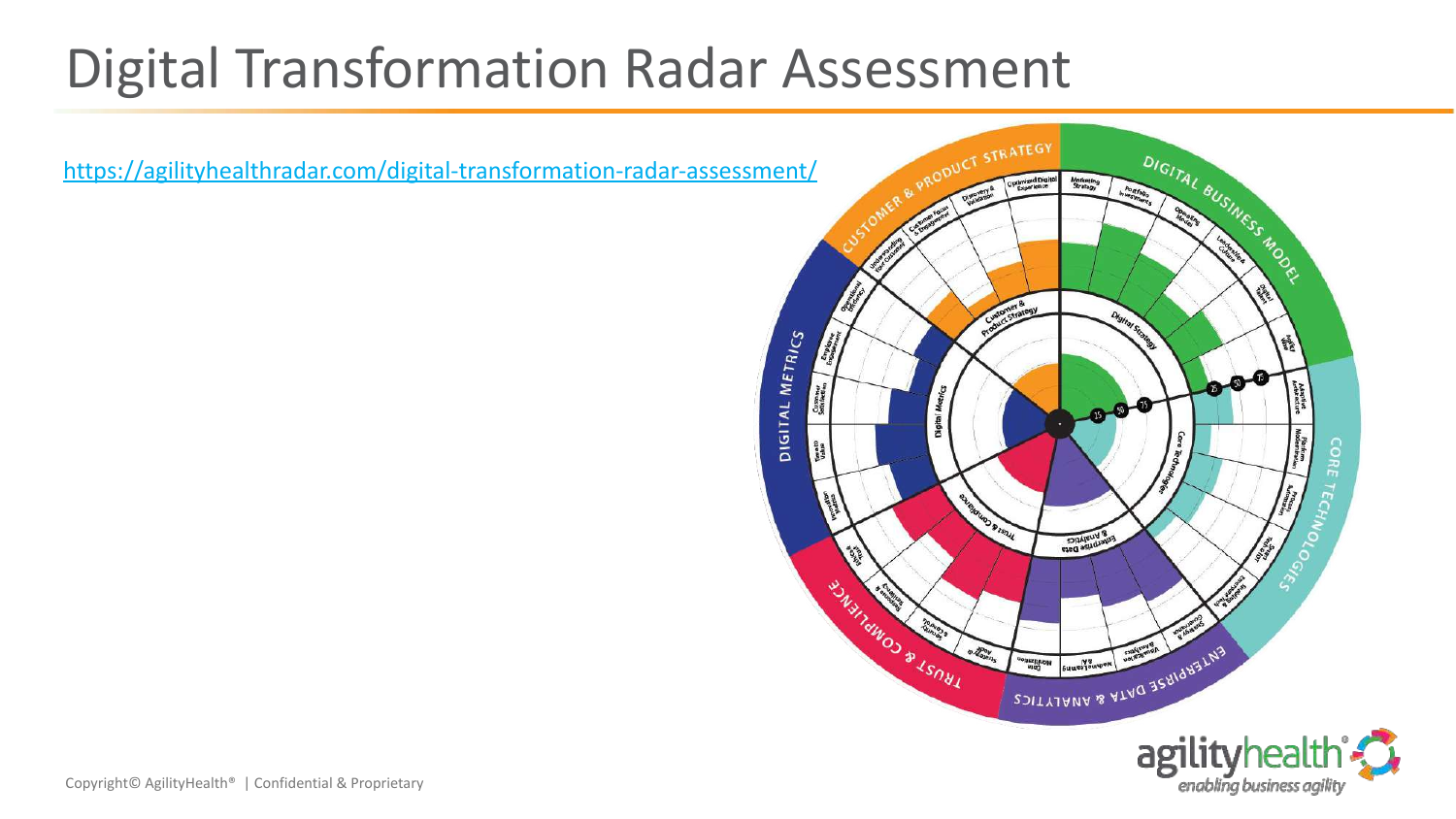# Digital Transformation Radar Assessment

https://agilityhealthradar.com/digital-transformation-radar-assessment/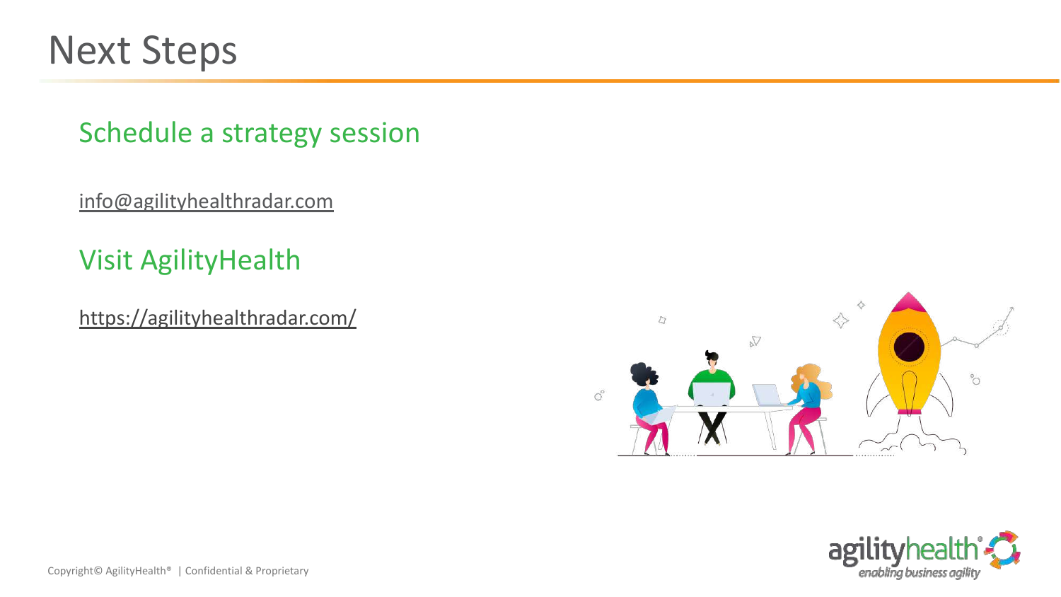# Next Steps

## Schedule a strategy session

info@agilityhealthradar.com

## Visit AgilityHealth

https://agilityhealthradar.com/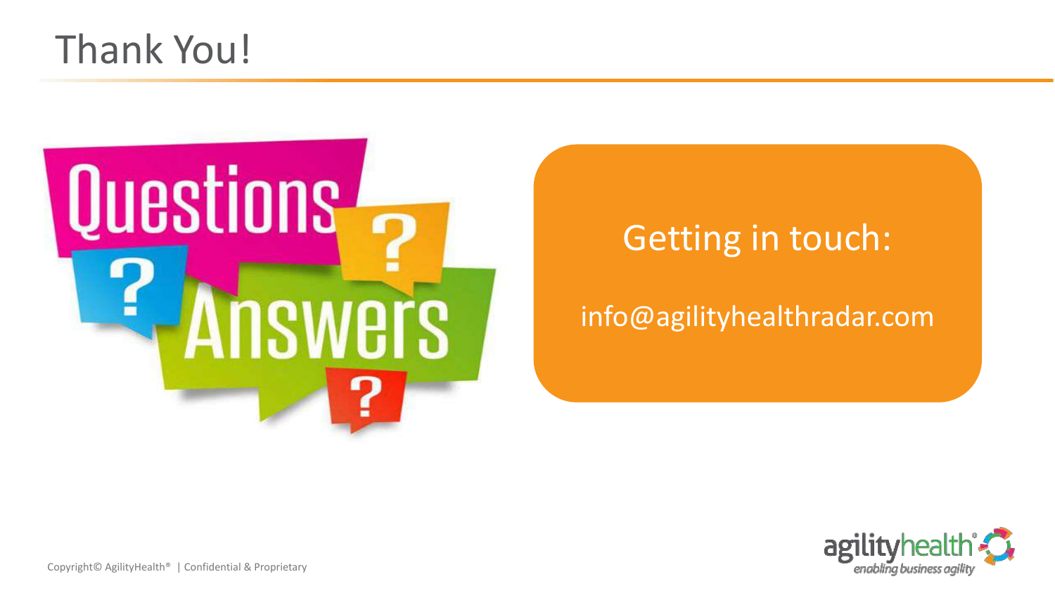# Thank You!

Questions ? Answers

Getting in touch:

info@agilityhealthradar.com